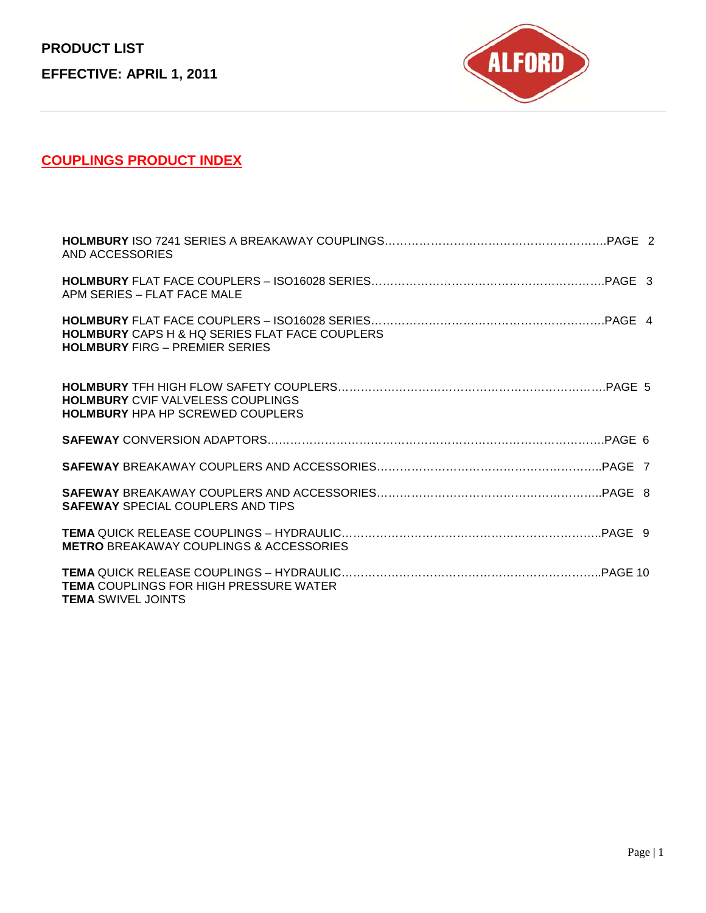**PRODUCT LIST**

**EFFECTIVE: APRIL 1, 2011**

ALFORD

## COUPLINGS PRODUCT INDEX

**HOLMBURY** ISO 7241 SERIES A BREAKAWAY COUPLINGS……………………………………………………PAGE 2
AND ACCESSORIES

**HOLMBURY** FLAT FACE COUPLERS – ISO16028 SERIES……………………………………………………PAGE 3
APM SERIES – FLAT FACE MALE

**HOLMBURY** FLAT FACE COUPLERS – ISO16028 SERIES……………………………………………………PAGE 4
**HOLMBURY** CAPS H & HQ SERIES FLAT FACE COUPLERS
**HOLMBURY** FIRG – PREMIER SERIES

**HOLMBURY** TFH HIGH FLOW SAFETY COUPLERS……………………………………………………………PAGE 5
**HOLMBURY** CVIF VALVELESS COUPLINGS
**HOLMBURY** HPA HP SCREWED COUPLERS

**SAFEWAY** CONVERSION ADAPTORS…………………………………………………………………………PAGE 6

**SAFEWAY** BREAKAWAY COUPLERS AND ACCESSORIES…………………………………………………..PAGE 7

**SAFEWAY** BREAKAWAY COUPLERS AND ACCESSORIES…………………………………………………..PAGE 8
**SAFEWAY** SPECIAL COUPLERS AND TIPS

**TEMA** QUICK RELEASE COUPLINGS – HYDRAULIC………………………………………………………….PAGE 9
**METRO** BREAKAWAY COUPLINGS & ACCESSORIES

**TEMA** QUICK RELEASE COUPLINGS – HYDRAULIC………………………………………………………….PAGE 10
**TEMA** COUPLINGS FOR HIGH PRESSURE WATER
**TEMA** SWIVEL JOINTS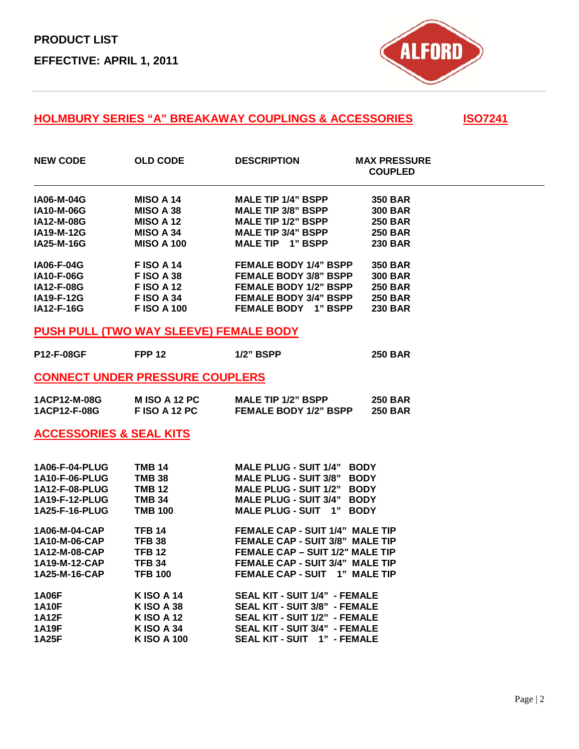**PRODUCT LIST**

**EFFECTIVE: APRIL 1, 2011**

## HOLMBURY SERIES "A" BREAKAWAY COUPLINGS & ACCESSORIES ISO7241

| NEW CODE | OLD CODE | DESCRIPTION | MAX PRESSURE COUPLED |
|---|---|---|---|
| IA06-M-04G | MISO A 14 | MALE TIP 1/4" BSPP | 350 BAR |
| IA10-M-06G | MISO A 38 | MALE TIP 3/8" BSPP | 300 BAR |
| IA12-M-08G | MISO A 12 | MALE TIP 1/2" BSPP | 250 BAR |
| IA19-M-12G | MISO A 34 | MALE TIP 3/4" BSPP | 250 BAR |
| IA25-M-16G | MISO A 100 | MALE TIP 1" BSPP | 230 BAR |
| IA06-F-04G | F ISO A 14 | FEMALE BODY 1/4" BSPP | 350 BAR |
| IA10-F-06G | F ISO A 38 | FEMALE BODY 3/8" BSPP | 300 BAR |
| IA12-F-08G | F ISO A 12 | FEMALE BODY 1/2" BSPP | 250 BAR |
| IA19-F-12G | F ISO A 34 | FEMALE BODY 3/4" BSPP | 250 BAR |
| IA12-F-16G | F ISO A 100 | FEMALE BODY 1" BSPP | 230 BAR |

## PUSH PULL (TWO WAY SLEEVE) FEMALE BODY

| NEW CODE | OLD CODE | DESCRIPTION | MAX PRESSURE COUPLED |
|---|---|---|---|
| P12-F-08GF | FPP 12 | 1/2" BSPP | 250 BAR |

## CONNECT UNDER PRESSURE COUPLERS

| NEW CODE | OLD CODE | DESCRIPTION | MAX PRESSURE COUPLED |
|---|---|---|---|
| 1ACP12-M-08G | M ISO A 12 PC | MALE TIP 1/2" BSPP | 250 BAR |
| 1ACP12-F-08G | F ISO A 12 PC | FEMALE BODY 1/2" BSPP | 250 BAR |

## ACCESSORIES & SEAL KITS

| NEW CODE | OLD CODE | DESCRIPTION |
|---|---|---|
| 1A06-F-04-PLUG | TMB 14 | MALE PLUG - SUIT 1/4" BODY |
| 1A10-F-06-PLUG | TMB 38 | MALE PLUG - SUIT 3/8" BODY |
| 1A12-F-08-PLUG | TMB 12 | MALE PLUG - SUIT 1/2" BODY |
| 1A19-F-12-PLUG | TMB 34 | MALE PLUG - SUIT 3/4" BODY |
| 1A25-F-16-PLUG | TMB 100 | MALE PLUG - SUIT 1" BODY |
| 1A06-M-04-CAP | TFB 14 | FEMALE CAP - SUIT 1/4" MALE TIP |
| 1A10-M-06-CAP | TFB 38 | FEMALE CAP - SUIT 3/8" MALE TIP |
| 1A12-M-08-CAP | TFB 12 | FEMALE CAP – SUIT 1/2" MALE TIP |
| 1A19-M-12-CAP | TFB 34 | FEMALE CAP - SUIT 3/4" MALE TIP |
| 1A25-M-16-CAP | TFB 100 | FEMALE CAP - SUIT 1" MALE TIP |
| 1A06F | K ISO A 14 | SEAL KIT - SUIT 1/4" - FEMALE |
| 1A10F | K ISO A 38 | SEAL KIT - SUIT 3/8" - FEMALE |
| 1A12F | K ISO A 12 | SEAL KIT - SUIT 1/2" - FEMALE |
| 1A19F | K ISO A 34 | SEAL KIT - SUIT 3/4" - FEMALE |
| 1A25F | K ISO A 100 | SEAL KIT - SUIT 1" - FEMALE |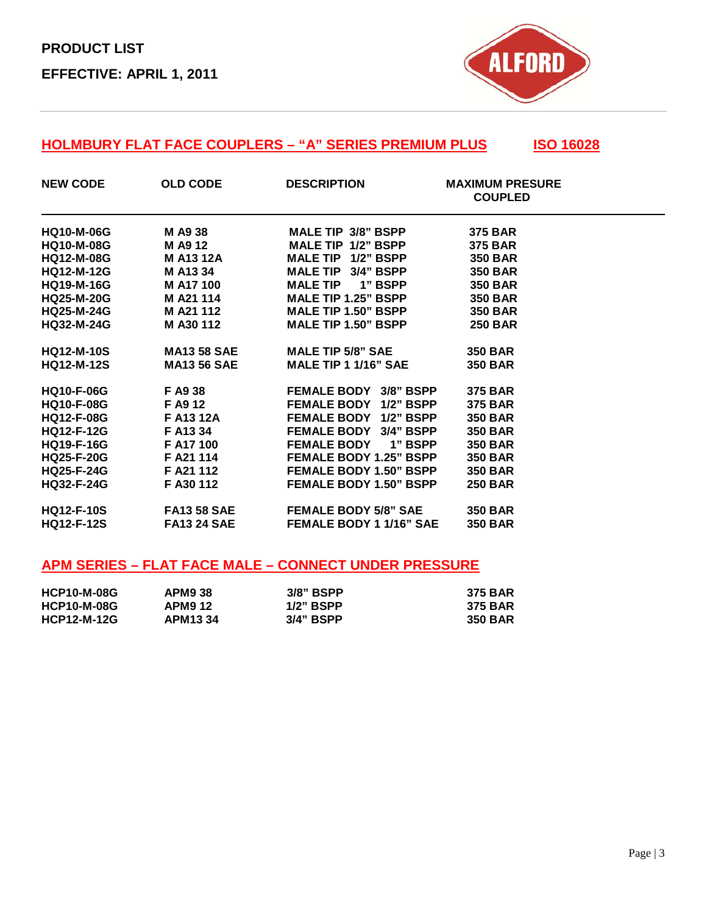PRODUCT LIST

EFFECTIVE: APRIL 1, 2011

## HOLMBURY FLAT FACE COUPLERS – "A" SERIES PREMIUM PLUS     ISO 16028

| NEW CODE | OLD CODE | DESCRIPTION | MAXIMUM PRESURE COUPLED |
|---|---|---|---|
| HQ10-M-06G | M A9 38 | MALE TIP 3/8" BSPP | 375 BAR |
| HQ10-M-08G | M A9 12 | MALE TIP 1/2" BSPP | 375 BAR |
| HQ12-M-08G | M A13 12A | MALE TIP 1/2" BSPP | 350 BAR |
| HQ12-M-12G | M A13 34 | MALE TIP 3/4" BSPP | 350 BAR |
| HQ19-M-16G | M A17 100 | MALE TIP 1" BSPP | 350 BAR |
| HQ25-M-20G | M A21 114 | MALE TIP 1.25" BSPP | 350 BAR |
| HQ25-M-24G | M A21 112 | MALE TIP 1.50" BSPP | 350 BAR |
| HQ32-M-24G | M A30 112 | MALE TIP 1.50" BSPP | 250 BAR |
| HQ12-M-10S | MA13 58 SAE | MALE TIP 5/8" SAE | 350 BAR |
| HQ12-M-12S | MA13 56 SAE | MALE TIP 1 1/16" SAE | 350 BAR |
| HQ10-F-06G | F A9 38 | FEMALE BODY 3/8" BSPP | 375 BAR |
| HQ10-F-08G | F A9 12 | FEMALE BODY 1/2" BSPP | 375 BAR |
| HQ12-F-08G | F A13 12A | FEMALE BODY 1/2" BSPP | 350 BAR |
| HQ12-F-12G | F A13 34 | FEMALE BODY 3/4" BSPP | 350 BAR |
| HQ19-F-16G | F A17 100 | FEMALE BODY 1" BSPP | 350 BAR |
| HQ25-F-20G | F A21 114 | FEMALE BODY 1.25" BSPP | 350 BAR |
| HQ25-F-24G | F A21 112 | FEMALE BODY 1.50" BSPP | 350 BAR |
| HQ32-F-24G | F A30 112 | FEMALE BODY 1.50" BSPP | 250 BAR |
| HQ12-F-10S | FA13 58 SAE | FEMALE BODY 5/8" SAE | 350 BAR |
| HQ12-F-12S | FA13 24 SAE | FEMALE BODY 1 1/16" SAE | 350 BAR |

## APM SERIES – FLAT FACE MALE – CONNECT UNDER PRESSURE

| NEW CODE | OLD CODE | DESCRIPTION | MAXIMUM PRESURE COUPLED |
|---|---|---|---|
| HCP10-M-08G | APM9 38 | 3/8" BSPP | 375 BAR |
| HCP10-M-08G | APM9 12 | 1/2" BSPP | 375 BAR |
| HCP12-M-12G | APM13 34 | 3/4" BSPP | 350 BAR |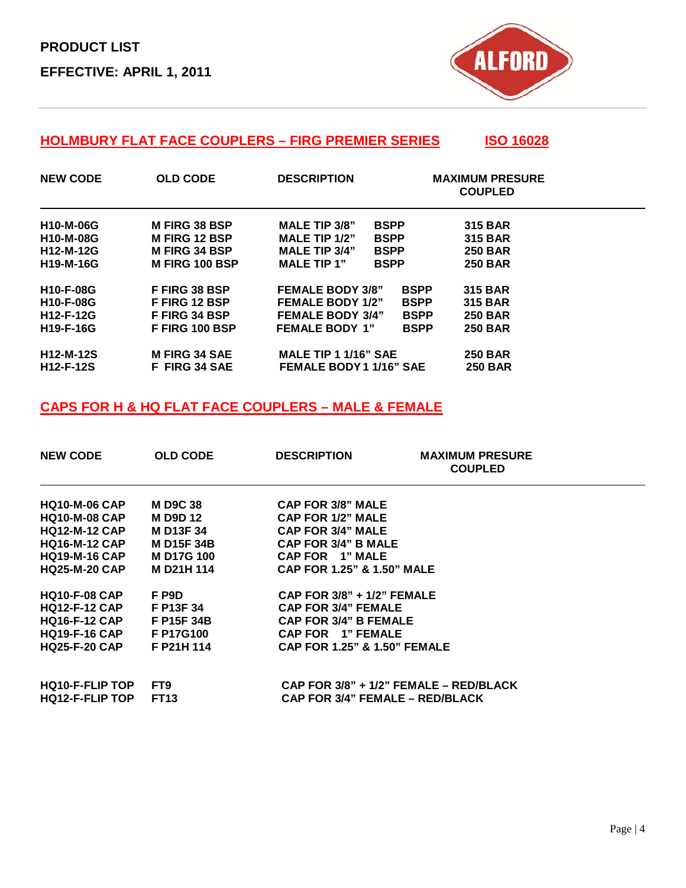**PRODUCT LIST**

**EFFECTIVE: APRIL 1, 2011**

ALFORD

## HOLMBURY FLAT FACE COUPLERS – FIRG PREMIER SERIES ISO 16028

| NEW CODE | OLD CODE | DESCRIPTION | | MAXIMUM PRESURE COUPLED |
|---|---|---|---|---|
| H10-M-06G | M FIRG 38 BSP | MALE TIP 3/8” | BSPP | 315 BAR |
| H10-M-08G | M FIRG 12 BSP | MALE TIP 1/2” | BSPP | 315 BAR |
| H12-M-12G | M FIRG 34 BSP | MALE TIP 3/4” | BSPP | 250 BAR |
| H19-M-16G | M FIRG 100 BSP | MALE TIP 1” | BSPP | 250 BAR |
| H10-F-08G | F FIRG 38 BSP | FEMALE BODY 3/8” | BSPP | 315 BAR |
| H10-F-08G | F FIRG 12 BSP | FEMALE BODY 1/2” | BSPP | 315 BAR |
| H12-F-12G | F FIRG 34 BSP | FEMALE BODY 3/4” | BSPP | 250 BAR |
| H19-F-16G | F FIRG 100 BSP | FEMALE BODY 1” | BSPP | 250 BAR |
| H12-M-12S | M FIRG 34 SAE | MALE TIP 1 1/16” SAE | | 250 BAR |
| H12-F-12S | F FIRG 34 SAE | FEMALE BODY 1 1/16” SAE | | 250 BAR |

## CAPS FOR H & HQ FLAT FACE COUPLERS – MALE & FEMALE

| NEW CODE | OLD CODE | DESCRIPTION | MAXIMUM PRESURE COUPLED |
|---|---|---|---|
| HQ10-M-06 CAP | M D9C 38 | CAP FOR 3/8” MALE | |
| HQ10-M-08 CAP | M D9D 12 | CAP FOR 1/2” MALE | |
| HQ12-M-12 CAP | M D13F 34 | CAP FOR 3/4” MALE | |
| HQ16-M-12 CAP | M D15F 34B | CAP FOR 3/4” B MALE | |
| HQ19-M-16 CAP | M D17G 100 | CAP FOR 1” MALE | |
| HQ25-M-20 CAP | M D21H 114 | CAP FOR 1.25” & 1.50” MALE | |
| HQ10-F-08 CAP | F P9D | CAP FOR 3/8” + 1/2” FEMALE | |
| HQ12-F-12 CAP | F P13F 34 | CAP FOR 3/4” FEMALE | |
| HQ16-F-12 CAP | F P15F 34B | CAP FOR 3/4” B FEMALE | |
| HQ19-F-16 CAP | F P17G100 | CAP FOR 1” FEMALE | |
| HQ25-F-20 CAP | F P21H 114 | CAP FOR 1.25” & 1.50” FEMALE | |
| HQ10-F-FLIP TOP | FT9 | CAP FOR 3/8” + 1/2” FEMALE – RED/BLACK | |
| HQ12-F-FLIP TOP | FT13 | CAP FOR 3/4” FEMALE – RED/BLACK | |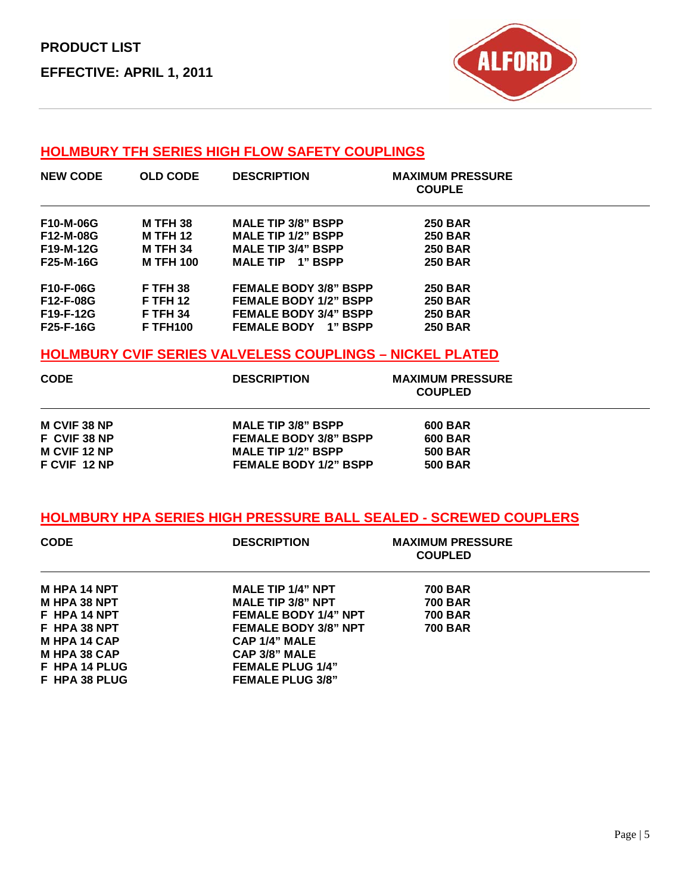**PRODUCT LIST**

**EFFECTIVE: APRIL 1, 2011**

ALFORD

## HOLMBURY TFH SERIES HIGH FLOW SAFETY COUPLINGS

| NEW CODE | OLD CODE | DESCRIPTION | MAXIMUM PRESSURE COUPLE |
|---|---|---|---|
| F10-M-06G | M TFH 38 | MALE TIP 3/8" BSPP | 250 BAR |
| F12-M-08G | M TFH 12 | MALE TIP 1/2" BSPP | 250 BAR |
| F19-M-12G | M TFH 34 | MALE TIP 3/4" BSPP | 250 BAR |
| F25-M-16G | M TFH 100 | MALE TIP 1" BSPP | 250 BAR |
| F10-F-06G | F TFH 38 | FEMALE BODY 3/8" BSPP | 250 BAR |
| F12-F-08G | F TFH 12 | FEMALE BODY 1/2" BSPP | 250 BAR |
| F19-F-12G | F TFH 34 | FEMALE BODY 3/4" BSPP | 250 BAR |
| F25-F-16G | F TFH100 | FEMALE BODY 1" BSPP | 250 BAR |

## HOLMBURY CVIF SERIES VALVELESS COUPLINGS – NICKEL PLATED

| CODE | DESCRIPTION | MAXIMUM PRESSURE COUPLED |
|---|---|---|
| M CVIF 38 NP | MALE TIP 3/8" BSPP | 600 BAR |
| F CVIF 38 NP | FEMALE BODY 3/8" BSPP | 600 BAR |
| M CVIF 12 NP | MALE TIP 1/2" BSPP | 500 BAR |
| F CVIF 12 NP | FEMALE BODY 1/2" BSPP | 500 BAR |

## HOLMBURY HPA SERIES HIGH PRESSURE BALL SEALED - SCREWED COUPLERS

| CODE | DESCRIPTION | MAXIMUM PRESSURE COUPLED |
|---|---|---|
| M HPA 14 NPT | MALE TIP 1/4" NPT | 700 BAR |
| M HPA 38 NPT | MALE TIP 3/8" NPT | 700 BAR |
| F HPA 14 NPT | FEMALE BODY 1/4" NPT | 700 BAR |
| F HPA 38 NPT | FEMALE BODY 3/8" NPT | 700 BAR |
| M HPA 14 CAP | CAP 1/4" MALE | |
| M HPA 38 CAP | CAP 3/8" MALE | |
| F HPA 14 PLUG | FEMALE PLUG 1/4" | |
| F HPA 38 PLUG | FEMALE PLUG 3/8" | |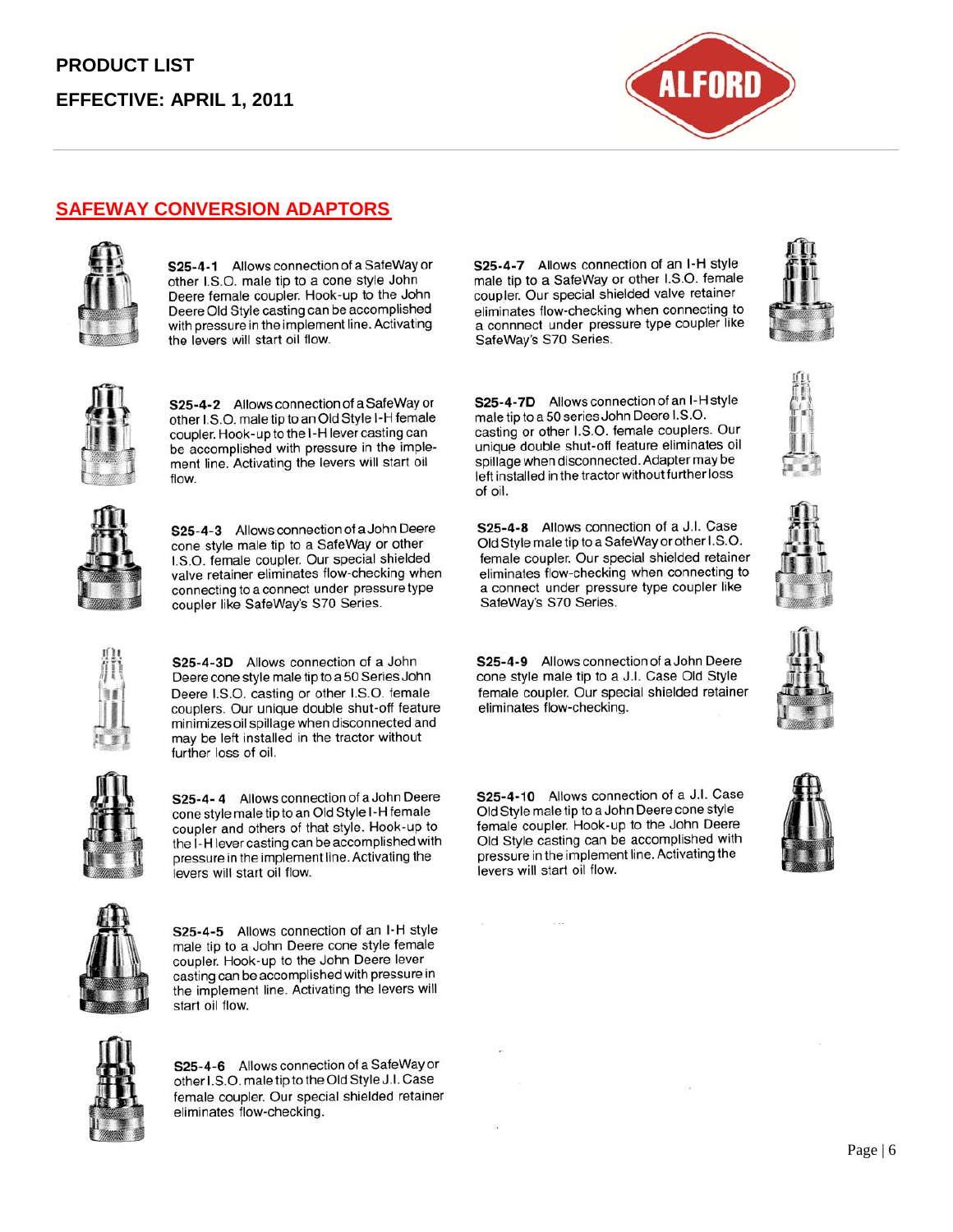## SAFEWAY CONVERSION ADAPTORS

**S25-4-1** Allows connection of a SafeWay or other I.S.O. male tip to a cone style John Deere female coupler. Hook-up to the John Deere Old Style casting can be accomplished with pressure in the implement line. Activating the levers will start oil flow.

**S25-4-2** Allows connection of a SafeWay or other I.S.O. male tip to an Old Style I-H female coupler. Hook-up to the I-H lever casting can be accomplished with pressure in the implement line. Activating the levers will start oil flow.

**S25-4-3** Allows connection of a John Deere cone style male tip to a SafeWay or other I.S.O. female coupler. Our special shielded valve retainer eliminates flow-checking when connecting to a connect under pressure type coupler like SafeWay's S70 Series.

**S25-4-3D** Allows connection of a John Deere cone style male tip to a 50 Series John Deere I.S.O. casting or other I.S.O. female couplers. Our unique double shut-off feature minimizes oil spillage when disconnected and may be left installed in the tractor without further loss of oil.

**S25-4- 4** Allows connection of a John Deere cone style male tip to an Old Style I-H female coupler and others of that style. Hook-up to the I-H lever casting can be accomplished with pressure in the implement line. Activating the levers will start oil flow.

**S25-4-5** Allows connection of an I-H style male tip to a John Deere cone style female coupler. Hook-up to the John Deere lever casting can be accomplished with pressure in the implement line. Activating the levers will start oil flow.

**S25-4-6** Allows connection of a SafeWay or other I.S.O. male tip to the Old Style J.I. Case female coupler. Our special shielded retainer eliminates flow-checking.

**S25-4-7** Allows connection of an I-H style male tip to a SafeWay or other I.S.O. female coupler. Our special shielded valve retainer eliminates flow-checking when connecting to a connnect under pressure type coupler like SafeWay's S70 Series.

**S25-4-7D** Allows connection of an I-H style male tip to a 50 series John Deere I.S.O. casting or other I.S.O. female couplers. Our unique double shut-off feature eliminates oil spillage when disconnected. Adapter may be left installed in the tractor without further loss of oil.

**S25-4-8** Allows connection of a J.I. Case Old Style male tip to a SafeWay or other I.S.O. female coupler. Our special shielded retainer eliminates flow-checking when connecting to a connect under pressure type coupler like SafeWay's S70 Series.

**S25-4-9** Allows connection of a John Deere cone style male tip to a J.I. Case Old Style female coupler. Our special shielded retainer eliminates flow-checking.

**S25-4-10** Allows connection of a J.I. Case Old Style male tip to a John Deere cone style female coupler. Hook-up to the John Deere Old Style casting can be accomplished with pressure in the implement line. Activating the levers will start oil flow.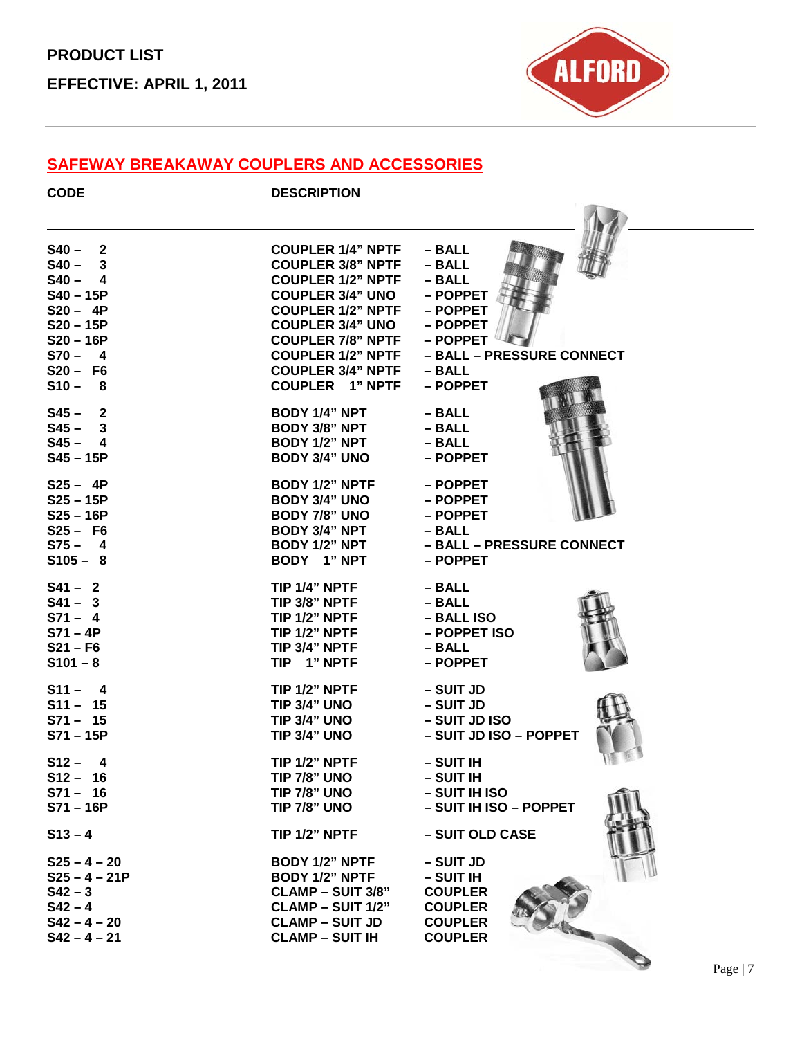PRODUCT LIST

EFFECTIVE: APRIL 1, 2011

## SAFEWAY BREAKAWAY COUPLERS AND ACCESSORIES

| CODE | DESCRIPTION | |
|---|---|---|
| S40 – 2 | COUPLER 1/4" NPTF | – BALL |
| S40 – 3 | COUPLER 3/8" NPTF | – BALL |
| S40 – 4 | COUPLER 1/2" NPTF | – BALL |
| S40 – 15P | COUPLER 3/4" UNO | – POPPET |
| S20 – 4P | COUPLER 1/2" NPTF | – POPPET |
| S20 – 15P | COUPLER 3/4" UNO | – POPPET |
| S20 – 16P | COUPLER 7/8" NPTF | – POPPET |
| S70 – 4 | COUPLER 1/2" NPTF | – BALL – PRESSURE CONNECT |
| S20 – F6 | COUPLER 3/4" NPTF | – BALL |
| S10 – 8 | COUPLER 1" NPTF | – POPPET |
| S45 – 2 | BODY 1/4" NPT | – BALL |
| S45 – 3 | BODY 3/8" NPT | – BALL |
| S45 – 4 | BODY 1/2" NPT | – BALL |
| S45 – 15P | BODY 3/4" UNO | – POPPET |
| S25 – 4P | BODY 1/2" NPTF | – POPPET |
| S25 – 15P | BODY 3/4" UNO | – POPPET |
| S25 – 16P | BODY 7/8" UNO | – POPPET |
| S25 – F6 | BODY 3/4" NPT | – BALL |
| S75 – 4 | BODY 1/2" NPT | – BALL – PRESSURE CONNECT |
| S105 – 8 | BODY 1" NPT | – POPPET |
| S41 – 2 | TIP 1/4" NPTF | – BALL |
| S41 – 3 | TIP 3/8" NPTF | – BALL |
| S71 – 4 | TIP 1/2" NPTF | – BALL ISO |
| S71 – 4P | TIP 1/2" NPTF | – POPPET ISO |
| S21 – F6 | TIP 3/4" NPTF | – BALL |
| S101 – 8 | TIP 1" NPTF | – POPPET |
| S11 – 4 | TIP 1/2" NPTF | – SUIT JD |
| S11 – 15 | TIP 3/4" UNO | – SUIT JD |
| S71 – 15 | TIP 3/4" UNO | – SUIT JD ISO |
| S71 – 15P | TIP 3/4" UNO | – SUIT JD ISO – POPPET |
| S12 – 4 | TIP 1/2" NPTF | – SUIT IH |
| S12 – 16 | TIP 7/8" UNO | – SUIT IH |
| S71 – 16 | TIP 7/8" UNO | – SUIT IH ISO |
| S71 – 16P | TIP 7/8" UNO | – SUIT IH ISO – POPPET |
| S13 – 4 | TIP 1/2" NPTF | – SUIT OLD CASE |
| S25 – 4 – 20 | BODY 1/2" NPTF | – SUIT JD |
| S25 – 4 – 21P | BODY 1/2" NPTF | – SUIT IH |
| S42 – 3 | CLAMP – SUIT 3/8" | COUPLER |
| S42 – 4 | CLAMP – SUIT 1/2" | COUPLER |
| S42 – 4 – 20 | CLAMP – SUIT JD | COUPLER |
| S42 – 4 – 21 | CLAMP – SUIT IH | COUPLER |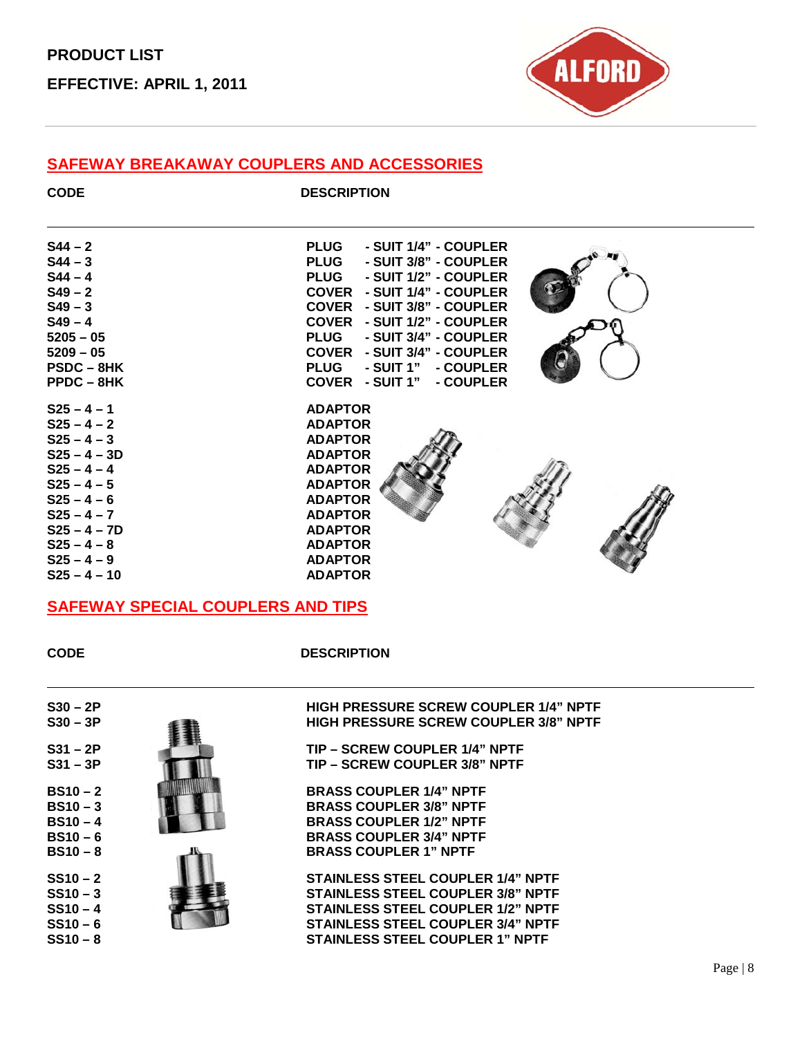**PRODUCT LIST**

**EFFECTIVE: APRIL 1, 2011**

## SAFEWAY BREAKAWAY COUPLERS AND ACCESSORIES

| CODE | DESCRIPTION |
|---|---|
| S44 – 2 | PLUG - SUIT 1/4" - COUPLER |
| S44 – 3 | PLUG - SUIT 3/8" - COUPLER |
| S44 – 4 | PLUG - SUIT 1/2" - COUPLER |
| S49 – 2 | COVER - SUIT 1/4" - COUPLER |
| S49 – 3 | COVER - SUIT 3/8" - COUPLER |
| S49 – 4 | COVER - SUIT 1/2" - COUPLER |
| 5205 – 05 | PLUG - SUIT 3/4" - COUPLER |
| 5209 – 05 | COVER - SUIT 3/4" - COUPLER |
| PSDC – 8HK | PLUG - SUIT 1" - COUPLER |
| PPDC – 8HK | COVER - SUIT 1" - COUPLER |
| S25 – 4 – 1 | ADAPTOR |
| S25 – 4 – 2 | ADAPTOR |
| S25 – 4 – 3 | ADAPTOR |
| S25 – 4 – 3D | ADAPTOR |
| S25 – 4 – 4 | ADAPTOR |
| S25 – 4 – 5 | ADAPTOR |
| S25 – 4 – 6 | ADAPTOR |
| S25 – 4 – 7 | ADAPTOR |
| S25 – 4 – 7D | ADAPTOR |
| S25 – 4 – 8 | ADAPTOR |
| S25 – 4 – 9 | ADAPTOR |
| S25 – 4 – 10 | ADAPTOR |

## SAFEWAY SPECIAL COUPLERS AND TIPS

| CODE | DESCRIPTION |
|---|---|
| S30 – 2P | HIGH PRESSURE SCREW COUPLER 1/4" NPTF |
| S30 – 3P | HIGH PRESSURE SCREW COUPLER 3/8" NPTF |
| S31 – 2P | TIP – SCREW COUPLER 1/4" NPTF |
| S31 – 3P | TIP – SCREW COUPLER 3/8" NPTF |
| BS10 – 2 | BRASS COUPLER 1/4" NPTF |
| BS10 – 3 | BRASS COUPLER 3/8" NPTF |
| BS10 – 4 | BRASS COUPLER 1/2" NPTF |
| BS10 – 6 | BRASS COUPLER 3/4" NPTF |
| BS10 – 8 | BRASS COUPLER 1" NPTF |
| SS10 – 2 | STAINLESS STEEL COUPLER 1/4" NPTF |
| SS10 – 3 | STAINLESS STEEL COUPLER 3/8" NPTF |
| SS10 – 4 | STAINLESS STEEL COUPLER 1/2" NPTF |
| SS10 – 6 | STAINLESS STEEL COUPLER 3/4" NPTF |
| SS10 – 8 | STAINLESS STEEL COUPLER 1" NPTF |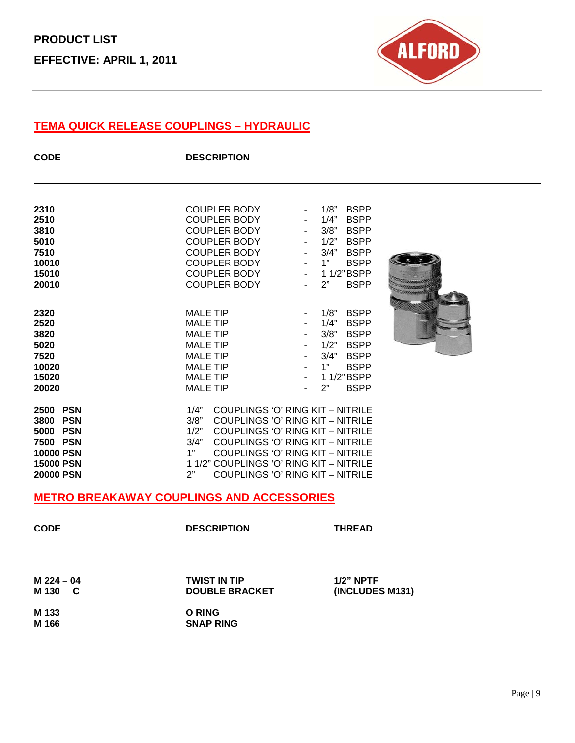**PRODUCT LIST**

**EFFECTIVE: APRIL 1, 2011**

## TEMA QUICK RELEASE COUPLINGS – HYDRAULIC

| CODE | DESCRIPTION |
|---|---|
| **2310** | COUPLER BODY - 1/8" BSPP |
| **2510** | COUPLER BODY - 1/4" BSPP |
| **3810** | COUPLER BODY - 3/8" BSPP |
| **5010** | COUPLER BODY - 1/2" BSPP |
| **7510** | COUPLER BODY - 3/4" BSPP |
| **10010** | COUPLER BODY - 1" BSPP |
| **15010** | COUPLER BODY - 1 1/2" BSPP |
| **20010** | COUPLER BODY - 2" BSPP |
| **2320** | MALE TIP - 1/8" BSPP |
| **2520** | MALE TIP - 1/4" BSPP |
| **3820** | MALE TIP - 3/8" BSPP |
| **5020** | MALE TIP - 1/2" BSPP |
| **7520** | MALE TIP - 3/4" BSPP |
| **10020** | MALE TIP - 1" BSPP |
| **15020** | MALE TIP - 1 1/2" BSPP |
| **20020** | MALE TIP - 2" BSPP |
| **2500 PSN** | 1/4" COUPLINGS 'O' RING KIT – NITRILE |
| **3800 PSN** | 3/8" COUPLINGS 'O' RING KIT – NITRILE |
| **5000 PSN** | 1/2" COUPLINGS 'O' RING KIT – NITRILE |
| **7500 PSN** | 3/4" COUPLINGS 'O' RING KIT – NITRILE |
| **10000 PSN** | 1" COUPLINGS 'O' RING KIT – NITRILE |
| **15000 PSN** | 1 1/2" COUPLINGS 'O' RING KIT – NITRILE |
| **20000 PSN** | 2" COUPLINGS 'O' RING KIT – NITRILE |

## METRO BREAKAWAY COUPLINGS AND ACCESSORIES

| CODE | DESCRIPTION | THREAD |
|---|---|---|
| **M 224 – 04** | **TWIST IN TIP** | **1/2" NPTF** |
| **M 130 C** | **DOUBLE BRACKET** | **(INCLUDES M131)** |
| **M 133** | **O RING** | |
| **M 166** | **SNAP RING** | |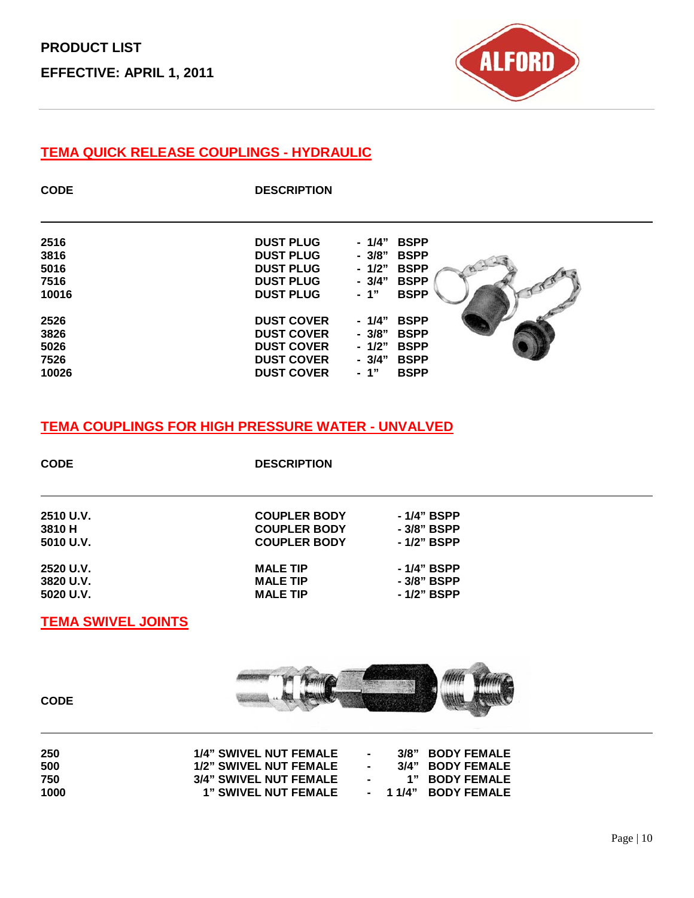PRODUCT LIST

EFFECTIVE: APRIL 1, 2011

## TEMA QUICK RELEASE COUPLINGS - HYDRAULIC

| CODE | DESCRIPTION | | |
|---|---|---|---|
| 2516 | DUST PLUG | - 1/4" | BSPP |
| 3816 | DUST PLUG | - 3/8" | BSPP |
| 5016 | DUST PLUG | - 1/2" | BSPP |
| 7516 | DUST PLUG | - 3/4" | BSPP |
| 10016 | DUST PLUG | - 1" | BSPP |
| 2526 | DUST COVER | - 1/4" | BSPP |
| 3826 | DUST COVER | - 3/8" | BSPP |
| 5026 | DUST COVER | - 1/2" | BSPP |
| 7526 | DUST COVER | - 3/4" | BSPP |
| 10026 | DUST COVER | - 1" | BSPP |

## TEMA COUPLINGS FOR HIGH PRESSURE WATER - UNVALVED

| CODE | DESCRIPTION | |
|---|---|---|
| 2510 U.V. | COUPLER BODY | - 1/4" BSPP |
| 3810 H | COUPLER BODY | - 3/8" BSPP |
| 5010 U.V. | COUPLER BODY | - 1/2" BSPP |
| 2520 U.V. | MALE TIP | - 1/4" BSPP |
| 3820 U.V. | MALE TIP | - 3/8" BSPP |
| 5020 U.V. | MALE TIP | - 1/2" BSPP |

## TEMA SWIVEL JOINTS

| CODE | | | | |
|---|---|---|---|---|
| 250 | 1/4" SWIVEL NUT FEMALE | - | 3/8" | BODY FEMALE |
| 500 | 1/2" SWIVEL NUT FEMALE | - | 3/4" | BODY FEMALE |
| 750 | 3/4" SWIVEL NUT FEMALE | - | 1" | BODY FEMALE |
| 1000 | 1" SWIVEL NUT FEMALE | - | 1 1/4" | BODY FEMALE |